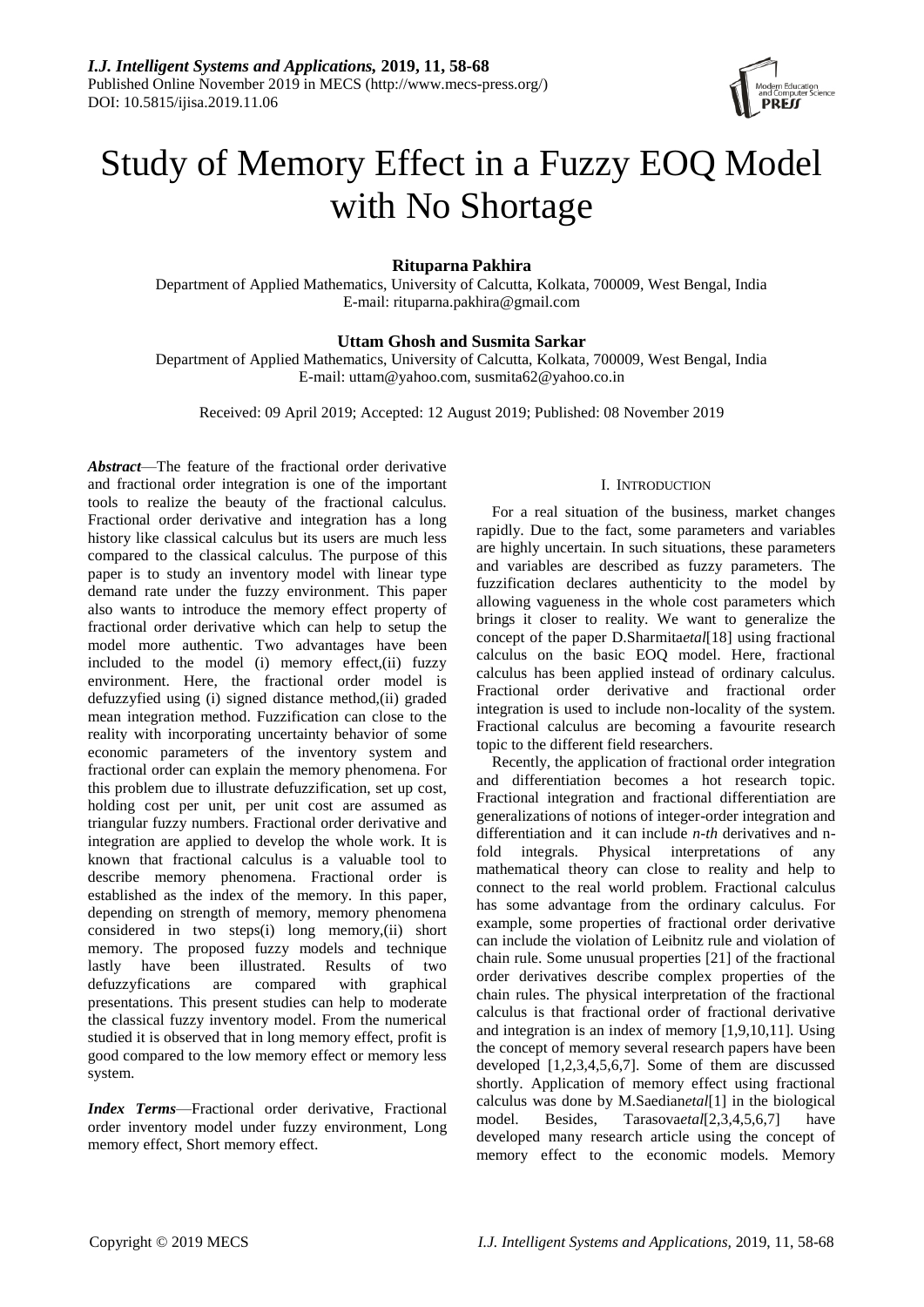# Study of Memory Effect in a Fuzzy EOQ Model with No Shortage

**Rituparna Pakhira**

Department of Applied Mathematics, University of Calcutta, Kolkata, 700009, West Bengal, India
E-mail: rituparna.pakhira@gmail.com

**Uttam Ghosh and Susmita Sarkar**

Department of Applied Mathematics, University of Calcutta, Kolkata, 700009, West Bengal, India
E-mail: uttam@yahoo.com, susmita62@yahoo.co.in

Received: 09 April 2019; Accepted: 12 August 2019; Published: 08 November 2019

***Abstract***—The feature of the fractional order derivative and fractional order integration is one of the important tools to realize the beauty of the fractional calculus. Fractional order derivative and integration has a long history like classical calculus but its users are much less compared to the classical calculus. The purpose of this paper is to study an inventory model with linear type demand rate under the fuzzy environment. This paper also wants to introduce the memory effect property of fractional order derivative which can help to setup the model more authentic. Two advantages have been included to the model (i) memory effect,(ii) fuzzy environment. Here, the fractional order model is defuzzyfied using (i) signed distance method,(ii) graded mean integration method. Fuzzification can close to the reality with incorporating uncertainty behavior of some economic parameters of the inventory system and fractional order can explain the memory phenomena. For this problem due to illustrate defuzzification, set up cost, holding cost per unit, per unit cost are assumed as triangular fuzzy numbers. Fractional order derivative and integration are applied to develop the whole work. It is known that fractional calculus is a valuable tool to describe memory phenomena. Fractional order is established as the index of the memory. In this paper, depending on strength of memory, memory phenomena considered in two steps(i) long memory,(ii) short memory. The proposed fuzzy models and technique lastly have been illustrated. Results of two defuzzyfications are compared with graphical presentations. This present studies can help to moderate the classical fuzzy inventory model. From the numerical studied it is observed that in long memory effect, profit is good compared to the low memory effect or memory less system.

***Index Terms***—Fractional order derivative, Fractional order inventory model under fuzzy environment, Long memory effect, Short memory effect.

## I. Introduction

For a real situation of the business, market changes rapidly. Due to the fact, some parameters and variables are highly uncertain. In such situations, these parameters and variables are described as fuzzy parameters. The fuzzification declares authenticity to the model by allowing vagueness in the whole cost parameters which brings it closer to reality. We want to generalize the concept of the paper D.Sharmita*etal*[18] using fractional calculus on the basic EOQ model. Here, fractional calculus has been applied instead of ordinary calculus. Fractional order derivative and fractional order integration is used to include non-locality of the system. Fractional calculus are becoming a favourite research topic to the different field researchers.

Recently, the application of fractional order integration and differentiation becomes a hot research topic. Fractional integration and fractional differentiation are generalizations of notions of integer-order integration and differentiation and it can include *n-th* derivatives and n-fold integrals. Physical interpretations of any mathematical theory can close to reality and help to connect to the real world problem. Fractional calculus has some advantage from the ordinary calculus. For example, some properties of fractional order derivative can include the violation of Leibnitz rule and violation of chain rule. Some unusual properties [21] of the fractional order derivatives describe complex properties of the chain rules. The physical interpretation of the fractional calculus is that fractional order of fractional derivative and integration is an index of memory [1,9,10,11]. Using the concept of memory several research papers have been developed [1,2,3,4,5,6,7]. Some of them are discussed shortly. Application of memory effect using fractional calculus was done by M.Saedian*etal*[1] in the biological model. Besides, Tarasova*etal*[2,3,4,5,6,7] have developed many research article using the concept of memory effect to the economic models. Memory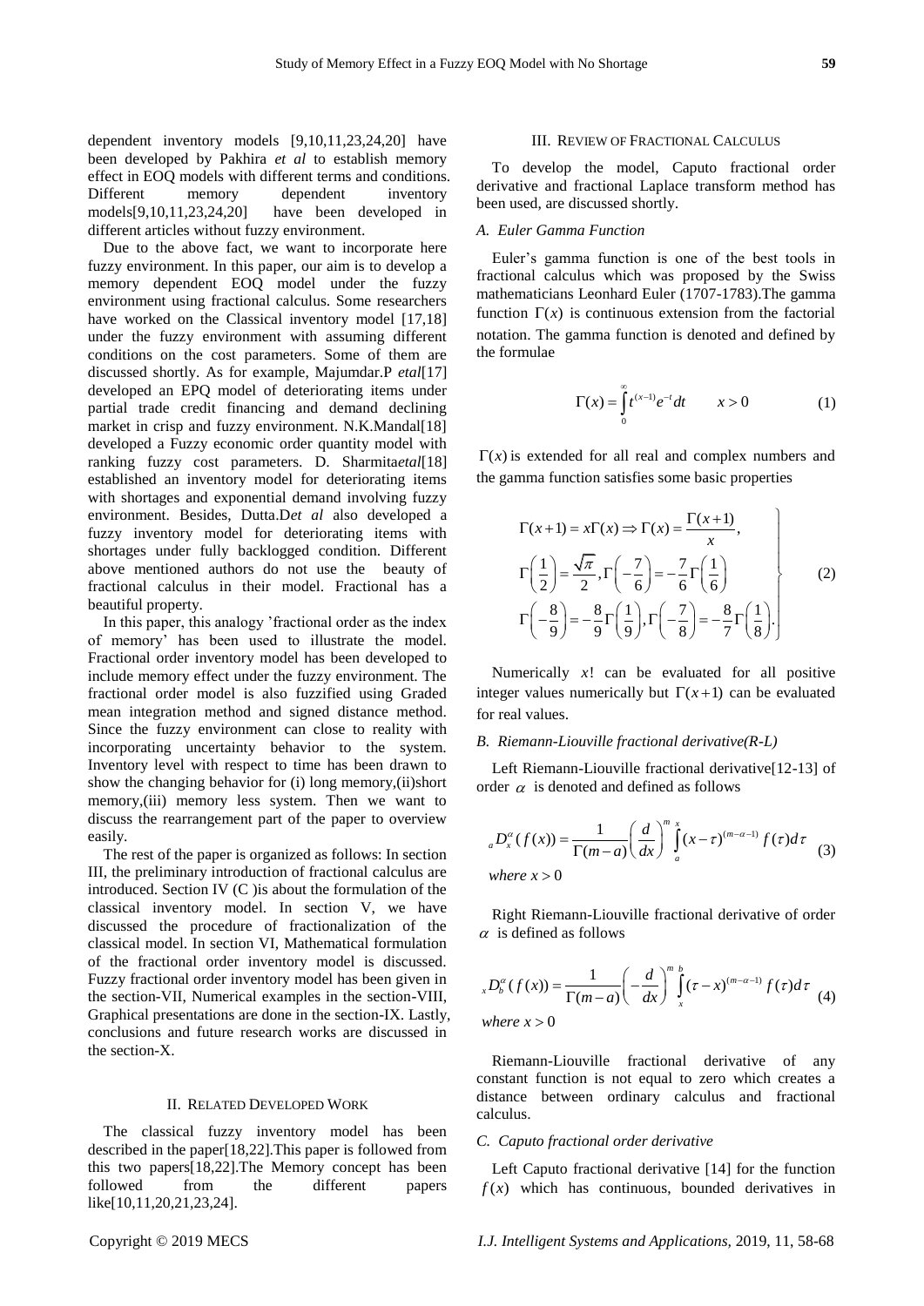dependent inventory models [9,10,11,23,24,20] have been developed by Pakhira *et al* to establish memory effect in EOQ models with different terms and conditions. Different memory dependent inventory models[9,10,11,23,24,20] have been developed in different articles without fuzzy environment.

Due to the above fact, we want to incorporate here fuzzy environment. In this paper, our aim is to develop a memory dependent EOQ model under the fuzzy environment using fractional calculus. Some researchers have worked on the Classical inventory model [17,18] under the fuzzy environment with assuming different conditions on the cost parameters. Some of them are discussed shortly. As for example, Majumdar.P *etal*[17] developed an EPQ model of deteriorating items under partial trade credit financing and demand declining market in crisp and fuzzy environment. N.K.Mandal[18] developed a Fuzzy economic order quantity model with ranking fuzzy cost parameters. D. Sharmita*etal*[18] established an inventory model for deteriorating items with shortages and exponential demand involving fuzzy environment. Besides, Dutta.D*et al* also developed a fuzzy inventory model for deteriorating items with shortages under fully backlogged condition. Different above mentioned authors do not use the beauty of fractional calculus in their model. Fractional has a beautiful property.

In this paper, this analogy 'fractional order as the index of memory' has been used to illustrate the model. Fractional order inventory model has been developed to include memory effect under the fuzzy environment. The fractional order model is also fuzzified using Graded mean integration method and signed distance method. Since the fuzzy environment can close to reality with incorporating uncertainty behavior to the system. Inventory level with respect to time has been drawn to show the changing behavior for (i) long memory,(ii)short memory,(iii) memory less system. Then we want to discuss the rearrangement part of the paper to overview easily.

The rest of the paper is organized as follows: In section III, the preliminary introduction of fractional calculus are introduced. Section IV (C )is about the formulation of the classical inventory model. In section V, we have discussed the procedure of fractionalization of the classical model. In section VI, Mathematical formulation of the fractional order inventory model is discussed. Fuzzy fractional order inventory model has been given in the section-VII, Numerical examples in the section-VIII, Graphical presentations are done in the section-IX. Lastly, conclusions and future research works are discussed in the section-X.

## II. Related Developed Work

The classical fuzzy inventory model has been described in the paper[18,22].This paper is followed from this two papers[18,22].The Memory concept has been followed from the different papers like[10,11,20,21,23,24].

## III. Review of Fractional Calculus

To develop the model, Caputo fractional order derivative and fractional Laplace transform method has been used, are discussed shortly.

### A. Euler Gamma Function

Euler's gamma function is one of the best tools in fractional calculus which was proposed by the Swiss mathematicians Leonhard Euler (1707-1783).The gamma function $\Gamma(x)$ is continuous extension from the factorial notation. The gamma function is denoted and defined by the formulae

$$\Gamma(x) = \int_0^\infty t^{(x-1)} e^{-t} dt \qquad x > 0 \tag{1}$$

$\Gamma(x)$ is extended for all real and complex numbers and the gamma function satisfies some basic properties

$$\left.\begin{aligned}
&\Gamma(x+1) = x\Gamma(x) \Rightarrow \Gamma(x) = \frac{\Gamma(x+1)}{x}, \\
&\Gamma\left(\frac{1}{2}\right) = \frac{\sqrt{\pi}}{2}, \Gamma\left(-\frac{7}{6}\right) = -\frac{7}{6}\Gamma\left(\frac{1}{6}\right) \\
&\Gamma\left(-\frac{8}{9}\right) = -\frac{8}{9}\Gamma\left(\frac{1}{9}\right), \Gamma\left(-\frac{7}{8}\right) = -\frac{8}{7}\Gamma\left(\frac{1}{8}\right).
\end{aligned}\right\} \tag{2}$$

Numerically $x!$ can be evaluated for all positive integer values numerically but $\Gamma(x+1)$ can be evaluated for real values.

### B. Riemann-Liouville fractional derivative(R-L)

Left Riemann-Liouville fractional derivative[12-13] of order $\alpha$ is denoted and defined as follows

$${}_aD_x^\alpha(f(x)) = \frac{1}{\Gamma(m-a)}\left(\frac{d}{dx}\right)^m \int_a^x (x-\tau)^{(m-\alpha-1)} f(\tau) d\tau \tag{3}$$

$$where\ x > 0$$

Right Riemann-Liouville fractional derivative of order $\alpha$ is defined as follows

$${}_xD_b^\alpha(f(x)) = \frac{1}{\Gamma(m-a)}\left(-\frac{d}{dx}\right)^m \int_x^b (\tau-x)^{(m-\alpha-1)} f(\tau) d\tau \tag{4}$$

$$where\ x > 0$$

Riemann-Liouville fractional derivative of any constant function is not equal to zero which creates a distance between ordinary calculus and fractional calculus.

### C. Caputo fractional order derivative

Left Caputo fractional derivative [14] for the function $f(x)$ which has continuous, bounded derivatives in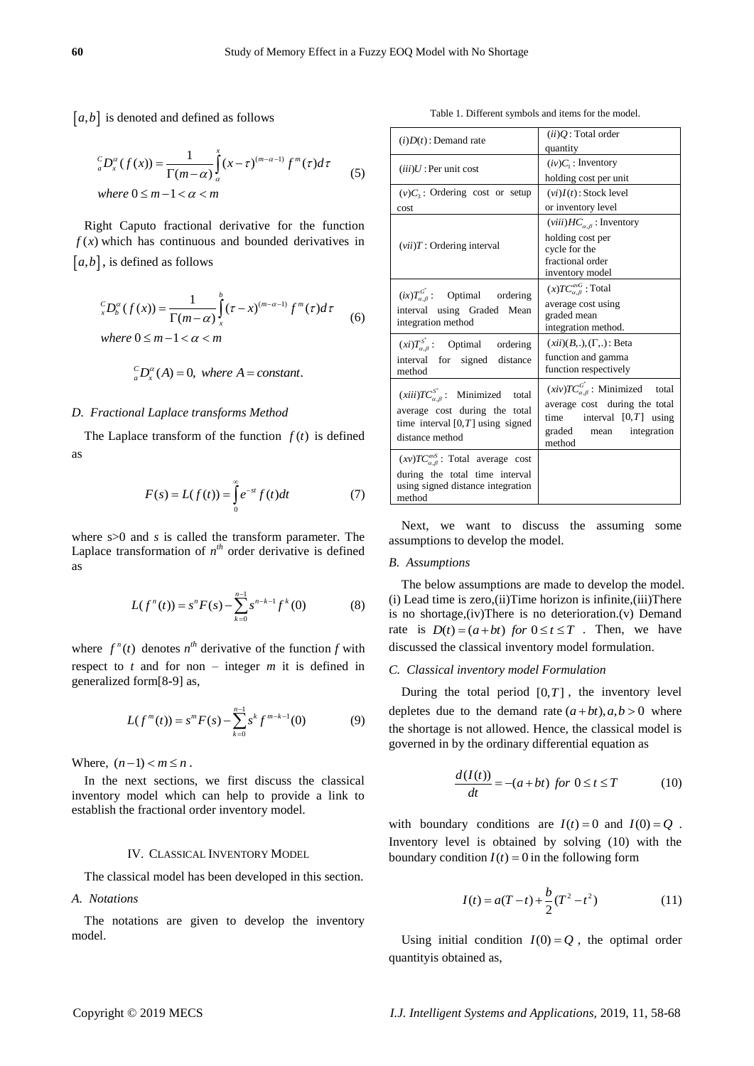$[a,b]$ is denoted and defined as follows

$$
{}_a^C D_x^{\alpha}(f(x)) = \frac{1}{\Gamma(m-\alpha)} \int_a^x (x-\tau)^{(m-\alpha-1)} f^m(\tau)d\tau \tag{5}
$$

$$
\text{where } 0 \le m-1 < \alpha < m
$$

Right Caputo fractional derivative for the function $f(x)$ which has continuous and bounded derivatives in $[a,b]$, is defined as follows

$$
{}_x^C D_b^{\alpha}(f(x)) = \frac{1}{\Gamma(m-\alpha)} \int_x^b (\tau-x)^{(m-\alpha-1)} f^m(\tau)d\tau \tag{6}
$$

$$
\text{where } 0 \le m-1 < \alpha < m
$$

$$
{}_a^C D_x^{\alpha}(A) = 0, \text{ where } A = constant.
$$

### D. Fractional Laplace transforms Method

The Laplace transform of the function $f(t)$ is defined as

$$
F(s) = L(f(t)) = \int_0^{\infty} e^{-st} f(t)dt \tag{7}
$$

where s>0 and *s* is called the transform parameter. The Laplace transformation of $n^{th}$ order derivative is defined as

$$
L(f^n(t)) = s^n F(s) - \sum_{k=0}^{n-1} s^{n-k-1} f^k(0) \tag{8}
$$

where $f^n(t)$ denotes $n^{th}$ derivative of the function *f* with respect to *t* and for non – integer *m* it is defined in generalized form[8-9] as,

$$
L(f^m(t)) = s^m F(s) - \sum_{k=0}^{n-1} s^k f^{m-k-1}(0) \tag{9}
$$

Where, $(n-1) < m \le n$.

In the next sections, we first discuss the classical inventory model which can help to provide a link to establish the fractional order inventory model.

## IV. Classical Inventory Model

The classical model has been developed in this section.

### A. Notations

The notations are given to develop the inventory model.

Table 1. Different symbols and items for the model.

| | |
|---|---|
| $(i)D(t)$: Demand rate | $(ii)Q$: Total order quantity |
| $(iii)U$: Per unit cost | $(iv)C_1$: Inventory holding cost per unit |
| $(v)C_3$: Ordering cost or setup cost | $(vi)I(t)$: Stock level or inventory level |
| $(vii)T$: Ordering interval | $(viii)HC_{\alpha,\beta}$: Inventory holding cost per cycle for the fractional order inventory model |
| $(ix)T_{\alpha,\beta}^{G^*}$: Optimal ordering interval using Graded Mean integration method | $(x)TC_{\alpha,\beta}^{avG}$: Total average cost using graded mean integration method. |
| $(xi)T_{\alpha,\beta}^{S^*}$: Optimal ordering interval for signed distance method | $(xii)(B,.),(\Gamma,.)$: Beta function and gamma function respectively |
| $(xiii)TC_{\alpha,\beta}^{S^*}$: Minimized total average cost during the total time interval $[0,T]$ using signed distance method | $(xiv)TC_{\alpha,\beta}^{G^*}$: Minimized total average cost during the total time interval $[0,T]$ using graded mean integration method |
| $(xv)TC_{\alpha,\beta}^{avS}$: Total average cost during the total time interval using signed distance integration method | |

Next, we want to discuss the assuming some assumptions to develop the model.

### B. Assumptions

The below assumptions are made to develop the model. (i) Lead time is zero,(ii)Time horizon is infinite,(iii)There is no shortage,(iv)There is no deterioration.(v) Demand rate is $D(t) = (a+bt)$ $for$ $0 \le t \le T$ . Then, we have discussed the classical inventory model formulation.

### C. Classical inventory model Formulation

During the total period $[0,T]$, the inventory level depletes due to the demand rate $(a+bt), a,b > 0$ where the shortage is not allowed. Hence, the classical model is governed in by the ordinary differential equation as

$$
\frac{d(I(t))}{dt} = -(a+bt) \text{ for } 0 \le t \le T \tag{10}
$$

with boundary conditions are $I(t) = 0$ and $I(0) = Q$ . Inventory level is obtained by solving (10) with the boundary condition $I(t) = 0$ in the following form

$$
I(t) = a(T-t) + \frac{b}{2}(T^2 - t^2) \tag{11}
$$

Using initial condition $I(0) = Q$, the optimal order quantityis obtained as,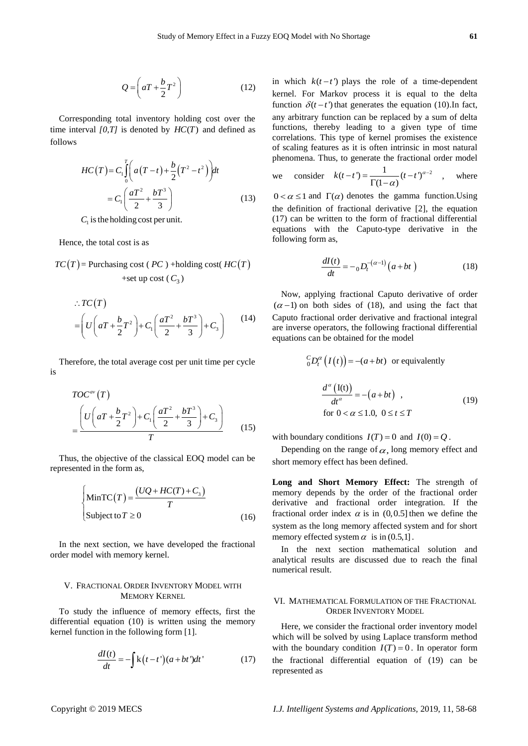$$Q = \left( aT + \frac{b}{2}T^2 \right) \tag{12}$$

Corresponding total inventory holding cost over the time interval *[0,T]* is denoted by $HC(T)$ and defined as follows

$$HC(T) = C_1 \int_0^T \left( a(T-t) + \frac{b}{2}(T^2 - t^2) \right) dt = C_1 \left( \frac{aT^2}{2} + \frac{bT^3}{3} \right) \tag{13}$$

$C_1$ is the holding cost per unit.

Hence, the total cost is as

$TC(T)$ = Purchasing cost ( $PC$ ) +holding cost( $HC(T)$ +set up cost ( $C_3$ )

$$\therefore TC(T) = \left( U\left( aT + \frac{b}{2}T^2 \right) + C_1\left( \frac{aT^2}{2} + \frac{bT^3}{3} \right) + C_3 \right) \tag{14}$$

Therefore, the total average cost per unit time per cycle is

$$TOC^{av}(T) = \frac{\left( U\left( aT + \frac{b}{2}T^2 \right) + C_1\left( \frac{aT^2}{2} + \frac{bT^3}{3} \right) + C_3 \right)}{T} \tag{15}$$

Thus, the objective of the classical EOQ model can be represented in the form as,

$$\begin{cases} \text{MinTC}(T) = \dfrac{(UQ + HC(T) + C_3)}{T} \\ \text{Subject to } T \geq 0 \end{cases} \tag{16}$$

In the next section, we have developed the fractional order model with memory kernel.

## V. Fractional Order Inventory Model with Memory Kernel

To study the influence of memory effects, first the differential equation (10) is written using the memory kernel function in the following form [1].

$$\frac{dI(t)}{dt} = -\int k(t-t')(a+bt')dt' \tag{17}$$

in which $k(t-t')$ plays the role of a time-dependent kernel. For Markov process it is equal to the delta function $\delta(t-t')$ that generates the equation (10).In fact, any arbitrary function can be replaced by a sum of delta functions, thereby leading to a given type of time correlations. This type of kernel promises the existence of scaling features as it is often intrinsic in most natural phenomena. Thus, to generate the fractional order model we consider $k(t-t') = \frac{1}{\Gamma(1-\alpha)}(t-t')^{\alpha-2}$ , where $0 < \alpha \leq 1$ and $\Gamma(\alpha)$ denotes the gamma function.Using the definition of fractional derivative [2], the equation (17) can be written to the form of fractional differential equations with the Caputo-type derivative in the following form as,

$$\frac{dI(t)}{dt} = -{}_0D_t^{-(\alpha-1)}(a+bt) \tag{18}$$

Now, applying fractional Caputo derivative of order $(\alpha-1)$ on both sides of (18), and using the fact that Caputo fractional order derivative and fractional integral are inverse operators, the following fractional differential equations can be obtained for the model

${}_0^CD_t^\alpha(I(t)) = -(a+bt)$ or equivalently

$$\frac{d^\alpha(\mathrm{I(t)})}{dt^\alpha} = -(a+bt) \ , \quad \text{for } 0 < \alpha \leq 1.0, \ 0 \leq t \leq T \tag{19}$$

with boundary conditions $I(T) = 0$ and $I(0) = Q$.

Depending on the range of $\alpha$, long memory effect and short memory effect has been defined.

**Long and Short Memory Effect:** The strength of memory depends by the order of the fractional order derivative and fractional order integration. If the fractional order index $\alpha$ is in $(0,0.5]$ then we define the system as the long memory affected system and for short memory effected system $\alpha$ is in $(0.5,1]$.

In the next section mathematical solution and analytical results are discussed due to reach the final numerical result.

## VI. Mathematical Formulation of the Fractional Order Inventory Model

Here, we consider the fractional order inventory model which will be solved by using Laplace transform method with the boundary condition $I(T) = 0$. In operator form the fractional differential equation of (19) can be represented as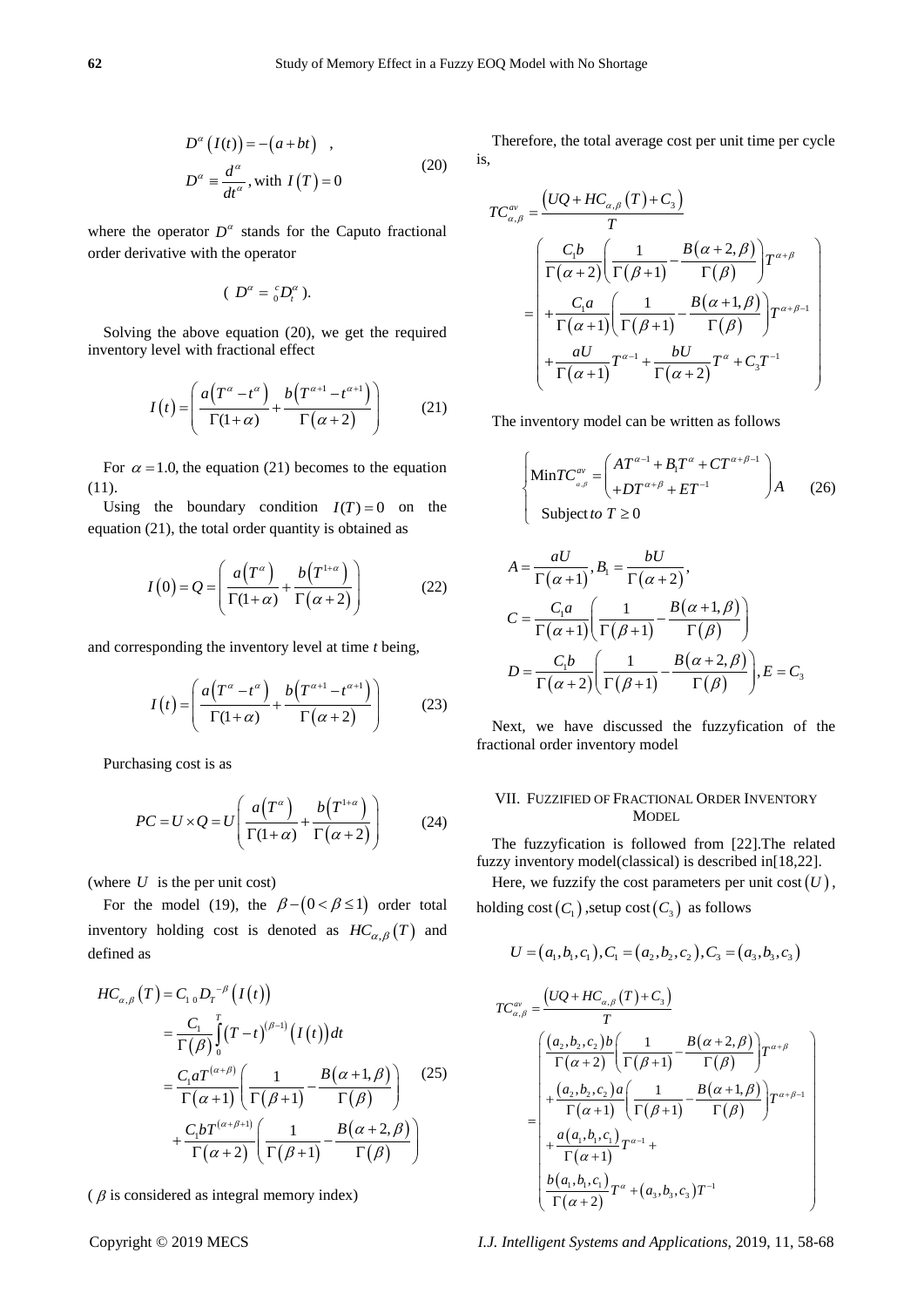$$D^{\alpha}\left(I(t)\right)=-\left(a+bt\right)\quad,$$
$$D^{\alpha}\equiv\frac{d^{\alpha}}{dt^{\alpha}},\text{ with } I\left(T\right)=0 \tag{20}$$

where the operator $D^{\alpha}$ stands for the Caputo fractional order derivative with the operator

$$\left(D^{\alpha}={}_{0}^{c}D_{t}^{\alpha}\right).$$

Solving the above equation (20), we get the required inventory level with fractional effect

$$I\left(t\right)=\left(\frac{a\left(T^{\alpha}-t^{\alpha}\right)}{\Gamma(1+\alpha)}+\frac{b\left(T^{\alpha+1}-t^{\alpha+1}\right)}{\Gamma\left(\alpha+2\right)}\right) \tag{21}$$

For $\alpha=1.0$, the equation (21) becomes to the equation (11).

Using the boundary condition $I(T)=0$ on the equation (21), the total order quantity is obtained as

$$I\left(0\right)=Q=\left(\frac{a\left(T^{\alpha}\right)}{\Gamma(1+\alpha)}+\frac{b\left(T^{1+\alpha}\right)}{\Gamma\left(\alpha+2\right)}\right) \tag{22}$$

and corresponding the inventory level at time $t$ being,

$$I\left(t\right)=\left(\frac{a\left(T^{\alpha}-t^{\alpha}\right)}{\Gamma(1+\alpha)}+\frac{b\left(T^{\alpha+1}-t^{\alpha+1}\right)}{\Gamma\left(\alpha+2\right)}\right) \tag{23}$$

Purchasing cost is as

$$PC=U\times Q=U\left(\frac{a\left(T^{\alpha}\right)}{\Gamma(1+\alpha)}+\frac{b\left(T^{1+\alpha}\right)}{\Gamma\left(\alpha+2\right)}\right) \tag{24}$$

(where $U$ is the per unit cost)

For the model (19), the $\beta-\left(0<\beta\le 1\right)$ order total inventory holding cost is denoted as $HC_{\alpha,\beta}\left(T\right)$ and defined as

$$\begin{aligned}
HC_{\alpha,\beta}\left(T\right)&=C_{1\,0}D_{T}^{-\beta}\left(I\left(t\right)\right)\\
&=\frac{C_1}{\Gamma\left(\beta\right)}\int_0^T\left(T-t\right)^{(\beta-1)}\left(I\left(t\right)\right)dt\\
&=\frac{C_1 aT^{(\alpha+\beta)}}{\Gamma\left(\alpha+1\right)}\left(\frac{1}{\Gamma\left(\beta+1\right)}-\frac{B\left(\alpha+1,\beta\right)}{\Gamma\left(\beta\right)}\right)\\
&\quad+\frac{C_1 bT^{(\alpha+\beta+1)}}{\Gamma\left(\alpha+2\right)}\left(\frac{1}{\Gamma\left(\beta+1\right)}-\frac{B\left(\alpha+2,\beta\right)}{\Gamma\left(\beta\right)}\right)
\end{aligned} \tag{25}$$

($\beta$ is considered as integral memory index)

Therefore, the total average cost per unit time per cycle is,

$$TC_{\alpha,\beta}^{av}=\frac{\left(UQ+HC_{\alpha,\beta}\left(T\right)+C_3\right)}{T}$$
$$=\left(\begin{array}{l}\frac{C_1 b}{\Gamma\left(\alpha+2\right)}\left(\frac{1}{\Gamma\left(\beta+1\right)}-\frac{B\left(\alpha+2,\beta\right)}{\Gamma\left(\beta\right)}\right)T^{\alpha+\beta}\\
+\frac{C_1 a}{\Gamma\left(\alpha+1\right)}\left(\frac{1}{\Gamma\left(\beta+1\right)}-\frac{B\left(\alpha+1,\beta\right)}{\Gamma\left(\beta\right)}\right)T^{\alpha+\beta-1}\\
+\frac{aU}{\Gamma\left(\alpha+1\right)}T^{\alpha-1}+\frac{bU}{\Gamma\left(\alpha+2\right)}T^{\alpha}+C_3T^{-1}\end{array}\right)$$

The inventory model can be written as follows

$$\left\{\begin{array}{l}\text{Min}TC_{\alpha,\beta}^{av}=\left(\begin{array}{l}AT^{\alpha-1}+B_1T^{\alpha}+CT^{\alpha+\beta-1}\\+DT^{\alpha+\beta}+ET^{-1}\end{array}\right)A\\
\text{Subject to } T\ge 0\end{array}\right. \tag{26}$$

$$A=\frac{aU}{\Gamma\left(\alpha+1\right)},B_1=\frac{bU}{\Gamma\left(\alpha+2\right)},$$
$$C=\frac{C_1 a}{\Gamma\left(\alpha+1\right)}\left(\frac{1}{\Gamma\left(\beta+1\right)}-\frac{B\left(\alpha+1,\beta\right)}{\Gamma\left(\beta\right)}\right)$$
$$D=\frac{C_1 b}{\Gamma\left(\alpha+2\right)}\left(\frac{1}{\Gamma\left(\beta+1\right)}-\frac{B\left(\alpha+2,\beta\right)}{\Gamma\left(\beta\right)}\right),E=C_3$$

Next, we have discussed the fuzzyfication of the fractional order inventory model

## VII. Fuzzified of Fractional Order Inventory Model

The fuzzyfication is followed from [22].The related fuzzy inventory model(classical) is described in[18,22].

Here, we fuzzify the cost parameters per unit cost $(U)$, holding cost $(C_1)$, setup cost $(C_3)$ as follows

$$U=\left(a_1,b_1,c_1\right),C_1=\left(a_2,b_2,c_2\right),C_3=\left(a_3,b_3,c_3\right)$$

$$TC_{\alpha,\beta}^{av}=\frac{\left(UQ+HC_{\alpha,\beta}\left(T\right)+C_3\right)}{T}$$
$$=\left(\begin{array}{l}\frac{\left(a_2,b_2,c_2\right)b}{\Gamma\left(\alpha+2\right)}\left(\frac{1}{\Gamma\left(\beta+1\right)}-\frac{B\left(\alpha+2,\beta\right)}{\Gamma\left(\beta\right)}\right)T^{\alpha+\beta}\\
+\frac{\left(a_2,b_2,c_2\right)a}{\Gamma\left(\alpha+1\right)}\left(\frac{1}{\Gamma\left(\beta+1\right)}-\frac{B\left(\alpha+1,\beta\right)}{\Gamma\left(\beta\right)}\right)T^{\alpha+\beta-1}\\
+\frac{a\left(a_1,b_1,c_1\right)}{\Gamma\left(\alpha+1\right)}T^{\alpha-1}+\\
\frac{b\left(a_1,b_1,c_1\right)}{\Gamma\left(\alpha+2\right)}T^{\alpha}+\left(a_3,b_3,c_3\right)T^{-1}\end{array}\right)$$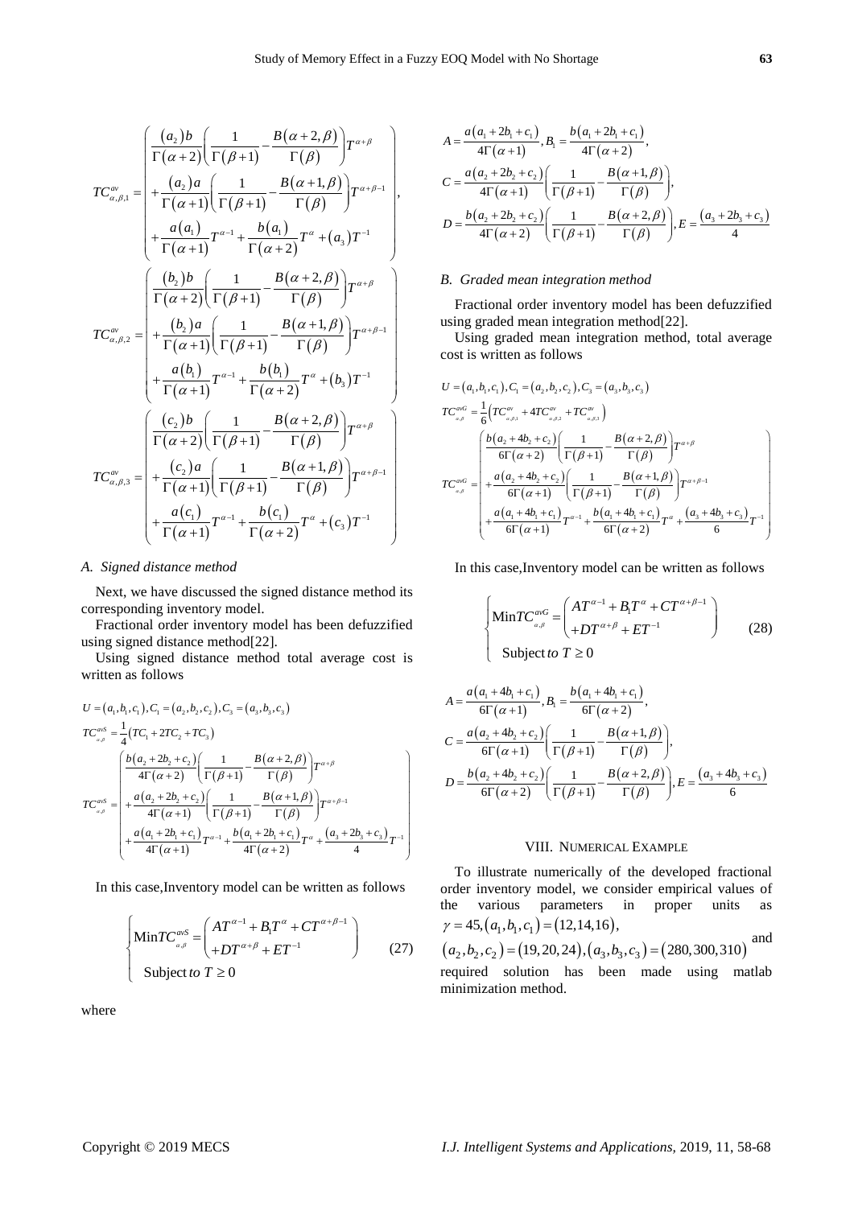$$TC^{av}_{\alpha,\beta,1} = \begin{pmatrix} \frac{(a_2)b}{\Gamma(\alpha+2)}\left(\frac{1}{\Gamma(\beta+1)} - \frac{B(\alpha+2,\beta)}{\Gamma(\beta)}\right)T^{\alpha+\beta} \\ +\frac{(a_2)a}{\Gamma(\alpha+1)}\left(\frac{1}{\Gamma(\beta+1)} - \frac{B(\alpha+1,\beta)}{\Gamma(\beta)}\right)T^{\alpha+\beta-1} \\ +\frac{a(a_1)}{\Gamma(\alpha+1)}T^{\alpha-1} + \frac{b(a_1)}{\Gamma(\alpha+2)}T^{\alpha} + (a_3)T^{-1} \end{pmatrix},$$

$$TC^{av}_{\alpha,\beta,2} = \begin{pmatrix} \frac{(b_2)b}{\Gamma(\alpha+2)}\left(\frac{1}{\Gamma(\beta+1)} - \frac{B(\alpha+2,\beta)}{\Gamma(\beta)}\right)T^{\alpha+\beta} \\ +\frac{(b_2)a}{\Gamma(\alpha+1)}\left(\frac{1}{\Gamma(\beta+1)} - \frac{B(\alpha+1,\beta)}{\Gamma(\beta)}\right)T^{\alpha+\beta-1} \\ +\frac{a(b_1)}{\Gamma(\alpha+1)}T^{\alpha-1} + \frac{b(b_1)}{\Gamma(\alpha+2)}T^{\alpha} + (b_3)T^{-1} \end{pmatrix}$$

$$TC^{av}_{\alpha,\beta,3} = \begin{pmatrix} \frac{(c_2)b}{\Gamma(\alpha+2)}\left(\frac{1}{\Gamma(\beta+1)} - \frac{B(\alpha+2,\beta)}{\Gamma(\beta)}\right)T^{\alpha+\beta} \\ +\frac{(c_2)a}{\Gamma(\alpha+1)}\left(\frac{1}{\Gamma(\beta+1)} - \frac{B(\alpha+1,\beta)}{\Gamma(\beta)}\right)T^{\alpha+\beta-1} \\ +\frac{a(c_1)}{\Gamma(\alpha+1)}T^{\alpha-1} + \frac{b(c_1)}{\Gamma(\alpha+2)}T^{\alpha} + (c_3)T^{-1} \end{pmatrix}$$

### *A. Signed distance method*

Next, we have discussed the signed distance method its corresponding inventory model.

Fractional order inventory model has been defuzzified using signed distance method[22].

Using signed distance method total average cost is written as follows

$$U = (a_1, b_1, c_1), C_1 = (a_2, b_2, c_2), C_3 = (a_3, b_3, c_3)$$

$$TC^{avS}_{\alpha,\beta} = \frac{1}{4}(TC_1 + 2TC_2 + TC_3)$$

$$TC^{avS}_{\alpha,\beta} = \begin{pmatrix} \frac{b(a_2+2b_2+c_2)}{4\Gamma(\alpha+2)}\left(\frac{1}{\Gamma(\beta+1)} - \frac{B(\alpha+2,\beta)}{\Gamma(\beta)}\right)T^{\alpha+\beta} \\ +\frac{a(a_2+2b_2+c_2)}{4\Gamma(\alpha+1)}\left(\frac{1}{\Gamma(\beta+1)} - \frac{B(\alpha+1,\beta)}{\Gamma(\beta)}\right)T^{\alpha+\beta-1} \\ +\frac{a(a_1+2b_1+c_1)}{4\Gamma(\alpha+1)}T^{\alpha-1} + \frac{b(a_1+2b_1+c_1)}{4\Gamma(\alpha+2)}T^{\alpha} + \frac{(a_3+2b_3+c_3)}{4}T^{-1} \end{pmatrix}$$

In this case,Inventory model can be written as follows

$$\begin{cases} \text{Min}TC^{avS}_{\alpha,\beta} = \begin{pmatrix} AT^{\alpha-1} + B_1T^{\alpha} + CT^{\alpha+\beta-1} \\ +DT^{\alpha+\beta} + ET^{-1} \end{pmatrix} \\ \text{Subject } to\ T \geq 0 \end{cases} \tag{27}$$

where

$$A = \frac{a(a_1+2b_1+c_1)}{4\Gamma(\alpha+1)}, B_1 = \frac{b(a_1+2b_1+c_1)}{4\Gamma(\alpha+2)},$$

$$C = \frac{a(a_2+2b_2+c_2)}{4\Gamma(\alpha+1)}\left(\frac{1}{\Gamma(\beta+1)} - \frac{B(\alpha+1,\beta)}{\Gamma(\beta)}\right),$$

$$D = \frac{b(a_2+2b_2+c_2)}{4\Gamma(\alpha+2)}\left(\frac{1}{\Gamma(\beta+1)} - \frac{B(\alpha+2,\beta)}{\Gamma(\beta)}\right), E = \frac{(a_3+2b_3+c_3)}{4}$$

### *B. Graded mean integration method*

Fractional order inventory model has been defuzzified using graded mean integration method[22].

Using graded mean integration method, total average cost is written as follows

$$U = (a_1, b_1, c_1), C_1 = (a_2, b_2, c_2), C_3 = (a_3, b_3, c_3)$$

$$TC^{avG}_{\alpha,\beta} = \frac{1}{6}\left(TC^{av}_{\alpha,\beta,1} + 4TC^{av}_{\alpha,\beta,2} + TC^{av}_{\alpha,\beta,3}\right)$$

$$TC^{avG}_{\alpha,\beta} = \begin{pmatrix} \frac{b(a_2+4b_2+c_2)}{6\Gamma(\alpha+2)}\left(\frac{1}{\Gamma(\beta+1)} - \frac{B(\alpha+2,\beta)}{\Gamma(\beta)}\right)T^{\alpha+\beta} \\ +\frac{a(a_2+4b_2+c_2)}{6\Gamma(\alpha+1)}\left(\frac{1}{\Gamma(\beta+1)} - \frac{B(\alpha+1,\beta)}{\Gamma(\beta)}\right)T^{\alpha+\beta-1} \\ +\frac{a(a_1+4b_1+c_1)}{6\Gamma(\alpha+1)}T^{\alpha-1} + \frac{b(a_1+4b_1+c_1)}{6\Gamma(\alpha+2)}T^{\alpha} + \frac{(a_3+4b_3+c_3)}{6}T^{-1} \end{pmatrix}$$

In this case,Inventory model can be written as follows

$$\begin{cases} \text{Min}TC^{avG}_{\alpha,\beta} = \begin{pmatrix} AT^{\alpha-1} + B_1T^{\alpha} + CT^{\alpha+\beta-1} \\ +DT^{\alpha+\beta} + ET^{-1} \end{pmatrix} \\ \text{Subject } to\ T \geq 0 \end{cases} \tag{28}$$

$$A = \frac{a(a_1+4b_1+c_1)}{6\Gamma(\alpha+1)}, B_1 = \frac{b(a_1+4b_1+c_1)}{6\Gamma(\alpha+2)},$$

$$C = \frac{a(a_2+4b_2+c_2)}{6\Gamma(\alpha+1)}\left(\frac{1}{\Gamma(\beta+1)} - \frac{B(\alpha+1,\beta)}{\Gamma(\beta)}\right),$$

$$D = \frac{b(a_2+4b_2+c_2)}{6\Gamma(\alpha+2)}\left(\frac{1}{\Gamma(\beta+1)} - \frac{B(\alpha+2,\beta)}{\Gamma(\beta)}\right), E = \frac{(a_3+4b_3+c_3)}{6}$$

## VIII. Numerical Example

To illustrate numerically of the developed fractional order inventory model, we consider empirical values of the various parameters in proper units as $\gamma = 45, (a_1, b_1, c_1) = (12, 14, 16)$, $(a_2, b_2, c_2) = (19, 20, 24), (a_3, b_3, c_3) = (280, 300, 310)$ and required solution has been made using matlab minimization method.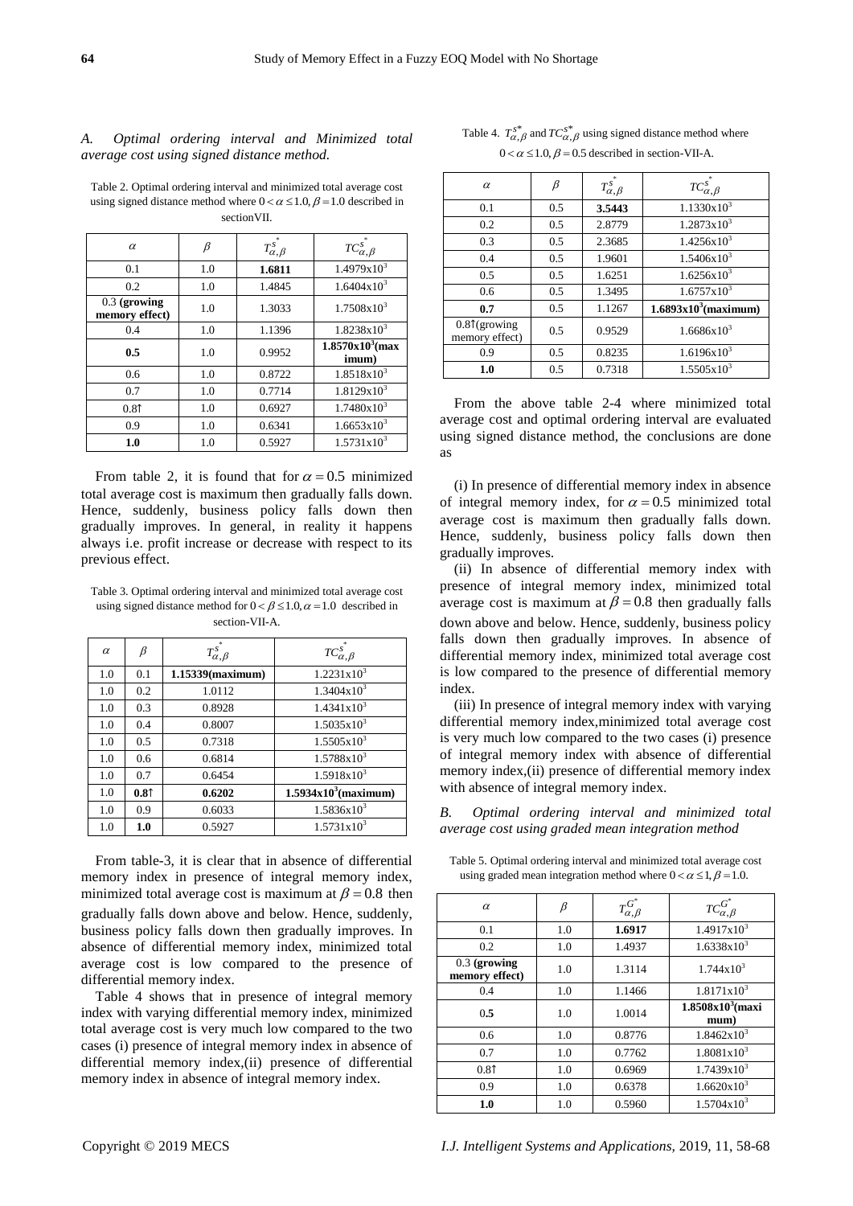*A. Optimal ordering interval and Minimized total average cost using signed distance method.*

Table 2. Optimal ordering interval and minimized total average cost using signed distance method where $0 < \alpha \le 1.0, \beta = 1.0$ described in sectionVII.

| $\alpha$ | $\beta$ | $T^{s^*}_{\alpha,\beta}$ | $TC^{s^*}_{\alpha,\beta}$ |
|---|---|---|---|
| 0.1 | 1.0 | **1.6811** | $1.4979\text{x}10^3$ |
| 0.2 | 1.0 | 1.4845 | $1.6404\text{x}10^3$ |
| 0.3 **(growing memory effect)** | 1.0 | 1.3033 | $1.7508\text{x}10^3$ |
| 0.4 | 1.0 | 1.1396 | $1.8238\text{x}10^3$ |
| **0.5** | 1.0 | 0.9952 | **$1.8570\text{x}10^3$(maximum)** |
| 0.6 | 1.0 | 0.8722 | $1.8518\text{x}10^3$ |
| 0.7 | 1.0 | 0.7714 | $1.8129\text{x}10^3$ |
| 0.8↑ | 1.0 | 0.6927 | $1.7480\text{x}10^3$ |
| 0.9 | 1.0 | 0.6341 | $1.6653\text{x}10^3$ |
| **1.0** | 1.0 | 0.5927 | $1.5731\text{x}10^3$ |

From table 2, it is found that for $\alpha = 0.5$ minimized total average cost is maximum then gradually falls down. Hence, suddenly, business policy falls down then gradually improves. In general, in reality it happens always i.e. profit increase or decrease with respect to its previous effect.

Table 3. Optimal ordering interval and minimized total average cost using signed distance method for $0 < \beta \le 1.0, \alpha = 1.0$ described in section-VII-A.

| $\alpha$ | $\beta$ | $T^{s^*}_{\alpha,\beta}$ | $TC^{s^*}_{\alpha,\beta}$ |
|---|---|---|---|
| 1.0 | 0.1 | **1.15339(maximum)** | $1.2231\text{x}10^3$ |
| 1.0 | 0.2 | 1.0112 | $1.3404\text{x}10^3$ |
| 1.0 | 0.3 | 0.8928 | $1.4341\text{x}10^3$ |
| 1.0 | 0.4 | 0.8007 | $1.5035\text{x}10^3$ |
| 1.0 | 0.5 | 0.7318 | $1.5505\text{x}10^3$ |
| 1.0 | 0.6 | 0.6814 | $1.5788\text{x}10^3$ |
| 1.0 | 0.7 | 0.6454 | $1.5918\text{x}10^3$ |
| 1.0 | **0.8↑** | **0.6202** | **$1.5934\text{x}10^3$(maximum)** |
| 1.0 | 0.9 | 0.6033 | $1.5836\text{x}10^3$ |
| 1.0 | **1.0** | 0.5927 | $1.5731\text{x}10^3$ |

From table-3, it is clear that in absence of differential memory index in presence of integral memory index, minimized total average cost is maximum at $\beta = 0.8$ then gradually falls down above and below. Hence, suddenly, business policy falls down then gradually improves. In absence of differential memory index, minimized total average cost is low compared to the presence of differential memory index.

Table 4 shows that in presence of integral memory index with varying differential memory index, minimized total average cost is very much low compared to the two cases (i) presence of integral memory index in absence of differential memory index,(ii) presence of differential memory index in absence of integral memory index.

Table 4. $T^{s^*}_{\alpha,\beta}$ and $TC^{s^*}_{\alpha,\beta}$ using signed distance method where $0 < \alpha \le 1.0, \beta = 0.5$ described in section-VII-A.

| $\alpha$ | $\beta$ | $T^{s^*}_{\alpha,\beta}$ | $TC^{s^*}_{\alpha,\beta}$ |
|---|---|---|---|
| 0.1 | 0.5 | **3.5443** | $1.1330\text{x}10^3$ |
| 0.2 | 0.5 | 2.8779 | $1.2873\text{x}10^3$ |
| 0.3 | 0.5 | 2.3685 | $1.4256\text{x}10^3$ |
| 0.4 | 0.5 | 1.9601 | $1.5406\text{x}10^3$ |
| 0.5 | 0.5 | 1.6251 | $1.6256\text{x}10^3$ |
| 0.6 | 0.5 | 1.3495 | $1.6757\text{x}10^3$ |
| **0.7** | 0.5 | 1.1267 | **$1.6893\text{x}10^3$(maximum)** |
| 0.8↑(growing memory effect) | 0.5 | 0.9529 | $1.6686\text{x}10^3$ |
| 0.9 | 0.5 | 0.8235 | $1.6196\text{x}10^3$ |
| **1.0** | 0.5 | 0.7318 | $1.5505\text{x}10^3$ |

From the above table 2-4 where minimized total average cost and optimal ordering interval are evaluated using signed distance method, the conclusions are done as

(i) In presence of differential memory index in absence of integral memory index, for $\alpha = 0.5$ minimized total average cost is maximum then gradually falls down. Hence, suddenly, business policy falls down then gradually improves.

(ii) In absence of differential memory index with presence of integral memory index, minimized total average cost is maximum at $\beta = 0.8$ then gradually falls down above and below. Hence, suddenly, business policy falls down then gradually improves. In absence of differential memory index, minimized total average cost is low compared to the presence of differential memory index.

(iii) In presence of integral memory index with varying differential memory index,minimized total average cost is very much low compared to the two cases (i) presence of integral memory index with absence of differential memory index,(ii) presence of differential memory index with absence of integral memory index.

*B. Optimal ordering interval and minimized total average cost using graded mean integration method*

Table 5. Optimal ordering interval and minimized total average cost using graded mean integration method where $0 < \alpha \le 1, \beta = 1.0$.

| $\alpha$ | $\beta$ | $T^{G^*}_{\alpha,\beta}$ | $TC^{G^*}_{\alpha,\beta}$ |
|---|---|---|---|
| 0.1 | 1.0 | **1.6917** | $1.4917\text{x}10^3$ |
| 0.2 | 1.0 | 1.4937 | $1.6338\text{x}10^3$ |
| 0.3 **(growing memory effect)** | 1.0 | 1.3114 | $1.744\text{x}10^3$ |
| 0.4 | 1.0 | 1.1466 | $1.8171\text{x}10^3$ |
| 0.**5** | 1.0 | 1.0014 | **$1.8508\text{x}10^3$(maximum)** |
| 0.6 | 1.0 | 0.8776 | $1.8462\text{x}10^3$ |
| 0.7 | 1.0 | 0.7762 | $1.8081\text{x}10^3$ |
| 0.8↑ | 1.0 | 0.6969 | $1.7439\text{x}10^3$ |
| 0.9 | 1.0 | 0.6378 | $1.6620\text{x}10^3$ |
| **1.0** | 1.0 | 0.5960 | $1.5704\text{x}10^3$ |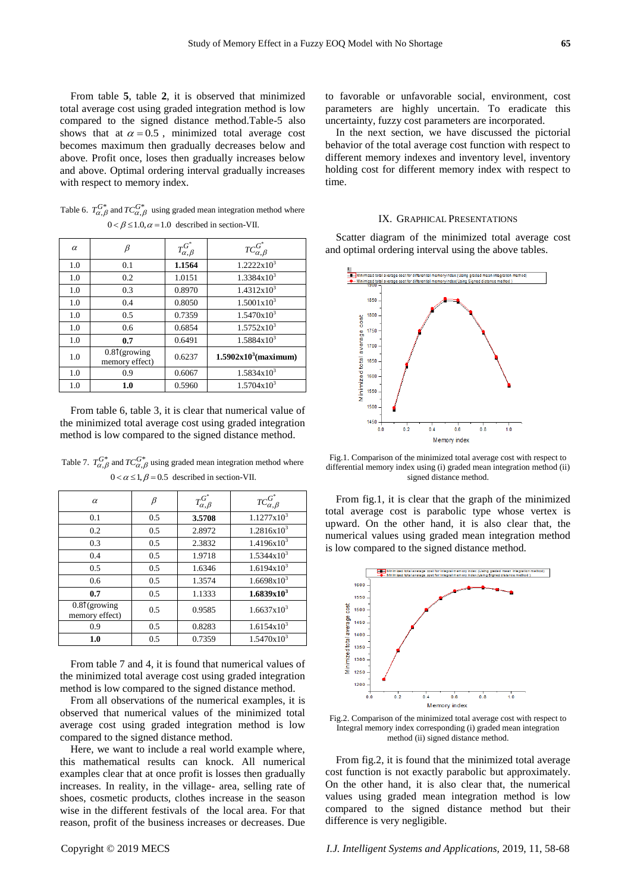From table **5**, table **2**, it is observed that minimized total average cost using graded integration method is low compared to the signed distance method.Table-5 also shows that at $\alpha = 0.5$ , minimized total average cost becomes maximum then gradually decreases below and above. Profit once, loses then gradually increases below and above. Optimal ordering interval gradually increases with respect to memory index.

Table 6. $T_{\alpha,\beta}^{G^*}$ and $TC_{\alpha,\beta}^{G^*}$ using graded mean integration method where $0 < \beta \le 1.0, \alpha = 1.0$ described in section-VII.

| $\alpha$ | $\beta$ | $T_{\alpha,\beta}^{G^*}$ | $TC_{\alpha,\beta}^{G^*}$ |
|---|---|---|---|
| 1.0 | 0.1 | **1.1564** | $1.2222\text{x}10^3$ |
| 1.0 | 0.2 | 1.0151 | $1.3384\text{x}10^3$ |
| 1.0 | 0.3 | 0.8970 | $1.4312\text{x}10^3$ |
| 1.0 | 0.4 | 0.8050 | $1.5001\text{x}10^3$ |
| 1.0 | 0.5 | 0.7359 | $1.5470\text{x}10^3$ |
| 1.0 | 0.6 | 0.6854 | $1.5752\text{x}10^3$ |
| 1.0 | **0.7** | 0.6491 | $1.5884\text{x}10^3$ |
| 1.0 | 0.8↑(growing memory effect) | 0.6237 | **$1.5902\text{x}10^3$(maximum)** |
| 1.0 | 0.9 | 0.6067 | $1.5834\text{x}10^3$ |
| 1.0 | **1.0** | 0.5960 | $1.5704\text{x}10^3$ |

From table 6, table 3, it is clear that numerical value of the minimized total average cost using graded integration method is low compared to the signed distance method.

Table 7. $T_{\alpha,\beta}^{G^*}$ and $TC_{\alpha,\beta}^{G^*}$ using graded mean integration method where $0 < \alpha \le 1, \beta = 0.5$ described in section-VII.

| $\alpha$ | $\beta$ | $T_{\alpha,\beta}^{G^*}$ | $TC_{\alpha,\beta}^{G^*}$ |
|---|---|---|---|
| 0.1 | 0.5 | **3.5708** | $1.1277\text{x}10^3$ |
| 0.2 | 0.5 | 2.8972 | $1.2816\text{x}10^3$ |
| 0.3 | 0.5 | 2.3832 | $1.4196\text{x}10^3$ |
| 0.4 | 0.5 | 1.9718 | $1.5344\text{x}10^3$ |
| 0.5 | 0.5 | 1.6346 | $1.6194\text{x}10^3$ |
| 0.6 | 0.5 | 1.3574 | $1.6698\text{x}10^3$ |
| **0.7** | 0.5 | 1.1333 | **$1.6839\text{x}10^3$** |
| 0.8↑(growing memory effect) | 0.5 | 0.9585 | $1.6637\text{x}10^3$ |
| 0.9 | 0.5 | 0.8283 | $1.6154\text{x}10^3$ |
| **1.0** | 0.5 | 0.7359 | $1.5470\text{x}10^3$ |

From table 7 and 4, it is found that numerical values of the minimized total average cost using graded integration method is low compared to the signed distance method.

From all observations of the numerical examples, it is observed that numerical values of the minimized total average cost using graded integration method is low compared to the signed distance method.

Here, we want to include a real world example where, this mathematical results can knock. All numerical examples clear that at once profit is losses then gradually increases. In reality, in the village- area, selling rate of shoes, cosmetic products, clothes increase in the season wise in the different festivals of the local area. For that reason, profit of the business increases or decreases. Due to favorable or unfavorable social, environment, cost parameters are highly uncertain. To eradicate this uncertainty, fuzzy cost parameters are incorporated.

In the next section, we have discussed the pictorial behavior of the total average cost function with respect to different memory indexes and inventory level, inventory holding cost for different memory index with respect to time.

## IX. Graphical Presentations

Scatter diagram of the minimized total average cost and optimal ordering interval using the above tables.

Fig.1. Comparison of the minimized total average cost with respect to differential memory index using (i) graded mean integration method (ii) signed distance method.

From fig.1, it is clear that the graph of the minimized total average cost is parabolic type whose vertex is upward. On the other hand, it is also clear that, the numerical values using graded mean integration method is low compared to the signed distance method.

Fig.2. Comparison of the minimized total average cost with respect to Integral memory index corresponding (i) graded mean integration method (ii) signed distance method.

From fig.2, it is found that the minimized total average cost function is not exactly parabolic but approximately. On the other hand, it is also clear that, the numerical values using graded mean integration method is low compared to the signed distance method but their difference is very negligible.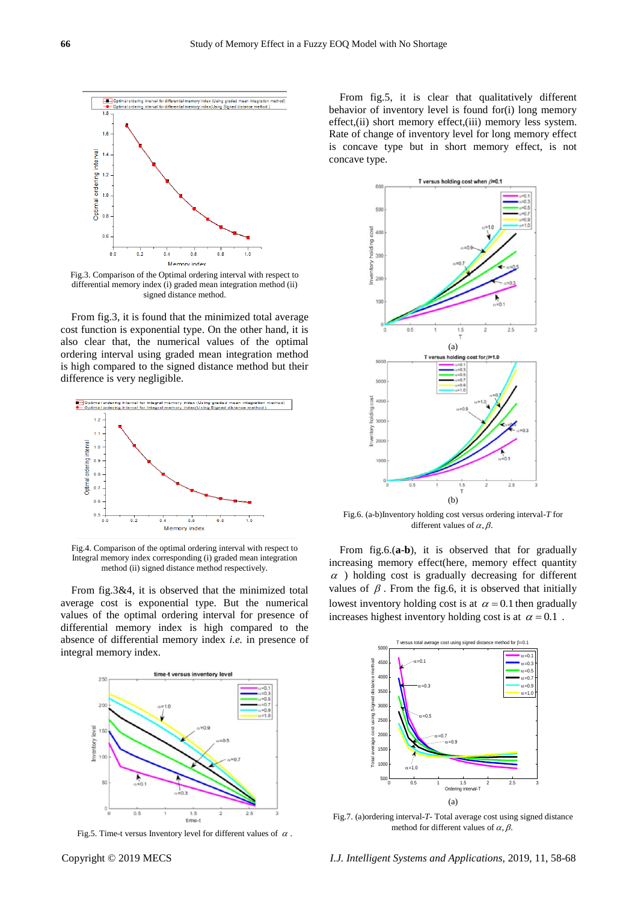Fig.3. Comparison of the Optimal ordering interval with respect to differential memory index (i) graded mean integration method (ii) signed distance method.

From fig.3, it is found that the minimized total average cost function is exponential type. On the other hand, it is also clear that, the numerical values of the optimal ordering interval using graded mean integration method is high compared to the signed distance method but their difference is very negligible.

Fig.4. Comparison of the optimal ordering interval with respect to Integral memory index corresponding (i) graded mean integration method (ii) signed distance method respectively.

From fig.3&4, it is observed that the minimized total average cost is exponential type. But the numerical values of the optimal ordering interval for presence of differential memory index is high compared to the absence of differential memory index *i.e.* in presence of integral memory index.

Fig.5. Time-t versus Inventory level for different values of $\alpha$ .

From fig.5, it is clear that qualitatively different behavior of inventory level is found for(i) long memory effect,(ii) short memory effect,(iii) memory less system. Rate of change of inventory level for long memory effect is concave type but in short memory effect, is not concave type.

(a)

(b)

Fig.6. (a-b)Inventory holding cost versus ordering interval-*T* for different values of $\alpha, \beta$.

From fig.6.(**a-b**), it is observed that for gradually increasing memory effect(here, memory effect quantity $\alpha$ ) holding cost is gradually decreasing for different values of $\beta$. From the fig.6, it is observed that initially lowest inventory holding cost is at $\alpha = 0.1$ then gradually increases highest inventory holding cost is at $\alpha = 0.1$ .

(a)

Fig.7. (a)ordering interval-*T*- Total average cost using signed distance method for different values of $\alpha, \beta$.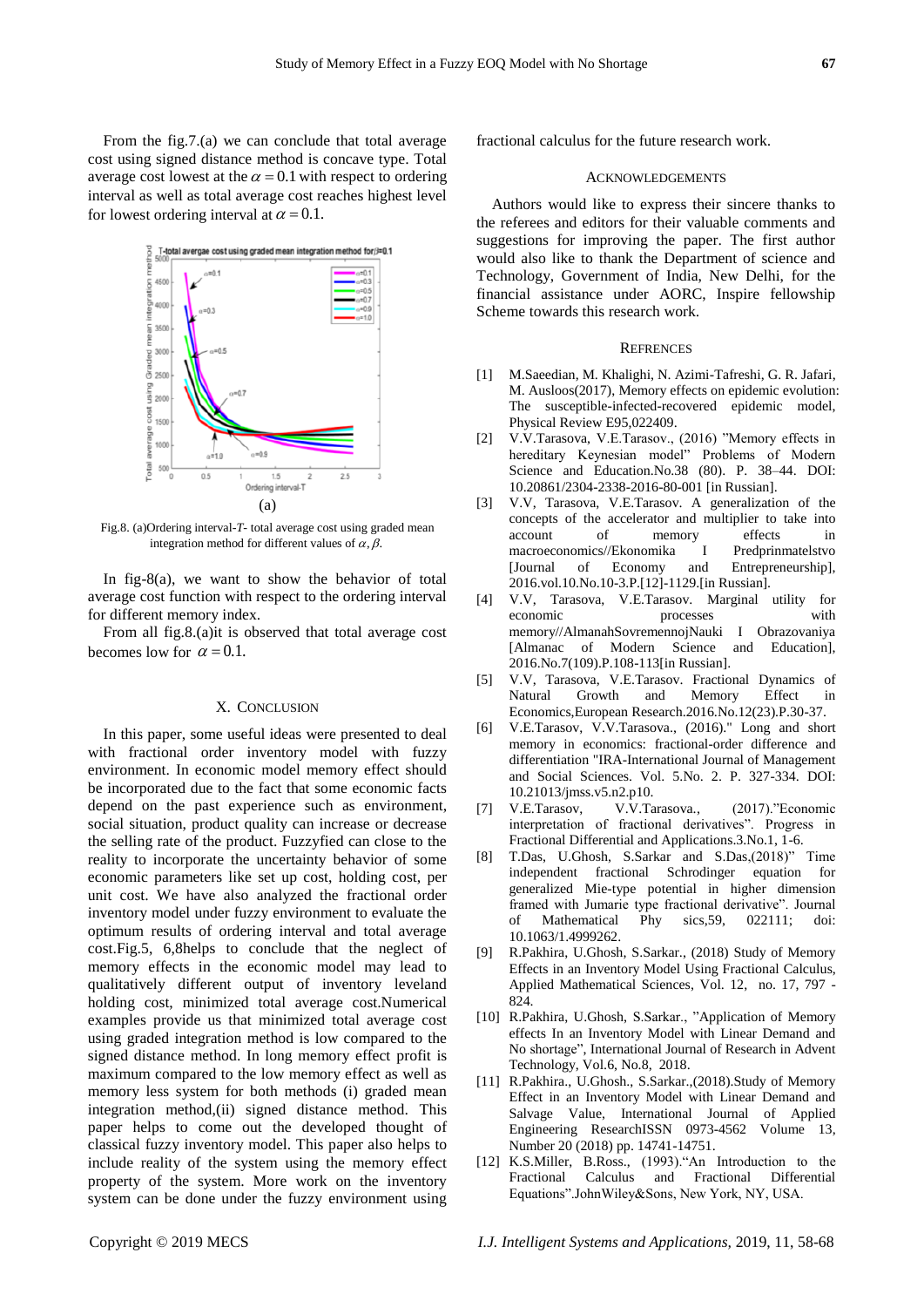From the fig.7.(a) we can conclude that total average cost using signed distance method is concave type. Total average cost lowest at the $\alpha = 0.1$ with respect to ordering interval as well as total average cost reaches highest level for lowest ordering interval at $\alpha = 0.1$.

(a)

Fig.8. (a)Ordering interval-*T*- total average cost using graded mean integration method for different values of $\alpha, \beta$.

In fig-8(a), we want to show the behavior of total average cost function with respect to the ordering interval for different memory index.

From all fig.8.(a)it is observed that total average cost becomes low for $\alpha = 0.1$.

## X. Conclusion

In this paper, some useful ideas were presented to deal with fractional order inventory model with fuzzy environment. In economic model memory effect should be incorporated due to the fact that some economic facts depend on the past experience such as environment, social situation, product quality can increase or decrease the selling rate of the product. Fuzzyfied can close to the reality to incorporate the uncertainty behavior of some economic parameters like set up cost, holding cost, per unit cost. We have also analyzed the fractional order inventory model under fuzzy environment to evaluate the optimum results of ordering interval and total average cost.Fig.5, 6,8helps to conclude that the neglect of memory effects in the economic model may lead to qualitatively different output of inventory leveland holding cost, minimized total average cost.Numerical examples provide us that minimized total average cost using graded integration method is low compared to the signed distance method. In long memory effect profit is maximum compared to the low memory effect as well as memory less system for both methods (i) graded mean integration method,(ii) signed distance method. This paper helps to come out the developed thought of classical fuzzy inventory model. This paper also helps to include reality of the system using the memory effect property of the system. More work on the inventory system can be done under the fuzzy environment using fractional calculus for the future research work.

## Acknowledgements

Authors would like to express their sincere thanks to the referees and editors for their valuable comments and suggestions for improving the paper. The first author would also like to thank the Department of science and Technology, Government of India, New Delhi, for the financial assistance under AORC, Inspire fellowship Scheme towards this research work.

## Refrences

[1] M.Saeedian, M. Khalighi, N. Azimi-Tafreshi, G. R. Jafari, M. Ausloos(2017), Memory effects on epidemic evolution: The susceptible-infected-recovered epidemic model, Physical Review E95,022409.

[2] V.V.Tarasova, V.E.Tarasov., (2016) "Memory effects in hereditary Keynesian model" Problems of Modern Science and Education.No.38 (80). P. 38–44. DOI: 10.20861/2304-2338-2016-80-001 [in Russian].

[3] V.V, Tarasova, V.E.Tarasov. A generalization of the concepts of the accelerator and multiplier to take into account of memory effects in macroeconomics//Ekonomika I Predprinmatelstvo [Journal of Economy and Entrepreneurship], 2016.vol.10.No.10-3.P.[12]-1129.[in Russian].

[4] V.V, Tarasova, V.E.Tarasov. Marginal utility for economic processes with memory//AlmanahSovremennojNauki I Obrazovaniya [Almanac of Modern Science and Education], 2016.No.7(109).P.108-113[in Russian].

[5] V.V, Tarasova, V.E.Tarasov. Fractional Dynamics of Natural Growth and Memory Effect in Economics,European Research.2016.No.12(23).P.30-37.

[6] V.E.Tarasov, V.V.Tarasova., (2016)." Long and short memory in economics: fractional-order difference and differentiation "IRA-International Journal of Management and Social Sciences. Vol. 5.No. 2. P. 327-334. DOI: 10.21013/jmss.v5.n2.p10.

[7] V.E.Tarasov, V.V.Tarasova., (2017)."Economic interpretation of fractional derivatives". Progress in Fractional Differential and Applications.3.No.1, 1-6.

[8] T.Das, U.Ghosh, S.Sarkar and S.Das,(2018)" Time independent fractional Schrodinger equation for generalized Mie-type potential in higher dimension framed with Jumarie type fractional derivative". Journal of Mathematical Phy sics,59, 022111; doi: 10.1063/1.4999262.

[9] R.Pakhira, U.Ghosh, S.Sarkar., (2018) Study of Memory Effects in an Inventory Model Using Fractional Calculus, Applied Mathematical Sciences, Vol. 12, no. 17, 797 - 824.

[10] R.Pakhira, U.Ghosh, S.Sarkar., "Application of Memory effects In an Inventory Model with Linear Demand and No shortage", International Journal of Research in Advent Technology, Vol.6, No.8, 2018.

[11] R.Pakhira., U.Ghosh., S.Sarkar.,(2018).Study of Memory Effect in an Inventory Model with Linear Demand and Salvage Value, International Journal of Applied Engineering ResearchISSN 0973-4562 Volume 13, Number 20 (2018) pp. 14741-14751.

[12] K.S.Miller, B.Ross., (1993)."An Introduction to the Fractional Calculus and Fractional Differential Equations".JohnWiley&Sons, New York, NY, USA.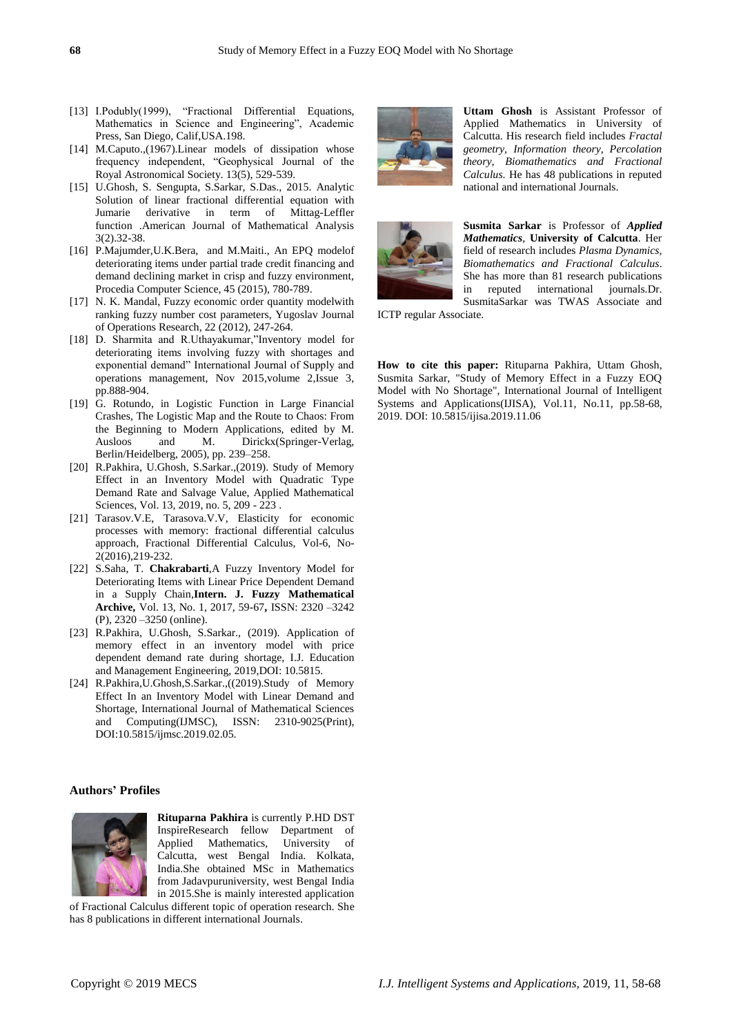[13] I.Podubly(1999), "Fractional Differential Equations, Mathematics in Science and Engineering", Academic Press, San Diego, Calif,USA.198.

[14] M.Caputo.,(1967).Linear models of dissipation whose frequency independent, "Geophysical Journal of the Royal Astronomical Society. 13(5), 529-539.

[15] U.Ghosh, S. Sengupta, S.Sarkar, S.Das., 2015. Analytic Solution of linear fractional differential equation with Jumarie derivative in term of Mittag-Leffler function .American Journal of Mathematical Analysis 3(2).32-38.

[16] P.Majumder,U.K.Bera, and M.Maiti., An EPQ modelof deteriorating items under partial trade credit financing and demand declining market in crisp and fuzzy environment, Procedia Computer Science, 45 (2015), 780-789.

[17] N. K. Mandal, Fuzzy economic order quantity modelwith ranking fuzzy number cost parameters, Yugoslav Journal of Operations Research, 22 (2012), 247-264.

[18] D. Sharmita and R.Uthayakumar,"Inventory model for deteriorating items involving fuzzy with shortages and exponential demand" International Journal of Supply and operations management, Nov 2015,volume 2,Issue 3, pp.888-904.

[19] G. Rotundo, in Logistic Function in Large Financial Crashes, The Logistic Map and the Route to Chaos: From the Beginning to Modern Applications, edited by M. Ausloos and M. Dirickx(Springer-Verlag, Berlin/Heidelberg, 2005), pp. 239–258.

[20] R.Pakhira, U.Ghosh, S.Sarkar.,(2019). Study of Memory Effect in an Inventory Model with Quadratic Type Demand Rate and Salvage Value, Applied Mathematical Sciences, Vol. 13, 2019, no. 5, 209 - 223 .

[21] Tarasov.V.E, Tarasova.V.V, Elasticity for economic processes with memory: fractional differential calculus approach, Fractional Differential Calculus, Vol-6, No-2(2016),219-232.

[22] S.Saha, T. **Chakrabarti**,A Fuzzy Inventory Model for Deteriorating Items with Linear Price Dependent Demand in a Supply Chain,**Intern. J. Fuzzy Mathematical Archive,** Vol. 13, No. 1, 2017, 59-67**,** ISSN: 2320 –3242 (P), 2320 –3250 (online).

[23] R.Pakhira, U.Ghosh, S.Sarkar., (2019). Application of memory effect in an inventory model with price dependent demand rate during shortage, I.J. Education and Management Engineering, 2019,DOI: 10.5815.

[24] R.Pakhira,U.Ghosh,S.Sarkar.,((2019).Study of Memory Effect In an Inventory Model with Linear Demand and Shortage, International Journal of Mathematical Sciences and Computing(IJMSC), ISSN: 2310-9025(Print), DOI:10.5815/ijmsc.2019.02.05.

## Authors' Profiles

**Rituparna Pakhira** is currently P.HD DST InspireResearch fellow Department of Applied Mathematics, University of Calcutta, west Bengal India. Kolkata, India.She obtained MSc in Mathematics from Jadavpuruniversity, west Bengal India in 2015.She is mainly interested application of Fractional Calculus different topic of operation research. She has 8 publications in different international Journals.

**Uttam Ghosh** is Assistant Professor of Applied Mathematics in University of Calcutta. His research field includes *Fractal geometry, Information theory, Percolation theory, Biomathematics and Fractional Calculus.* He has 48 publications in reputed national and international Journals.

**Susmita Sarkar** is Professor of ***Applied Mathematics***, **University of Calcutta**. Her field of research includes *Plasma Dynamics, Biomathematics and Fractional Calculus*. She has more than 81 research publications in reputed international journals.Dr. SusmitaSarkar was TWAS Associate and ICTP regular Associate.

**How to cite this paper:** Rituparna Pakhira, Uttam Ghosh, Susmita Sarkar, "Study of Memory Effect in a Fuzzy EOQ Model with No Shortage", International Journal of Intelligent Systems and Applications(IJISA), Vol.11, No.11, pp.58-68, 2019. DOI: 10.5815/ijisa.2019.11.06